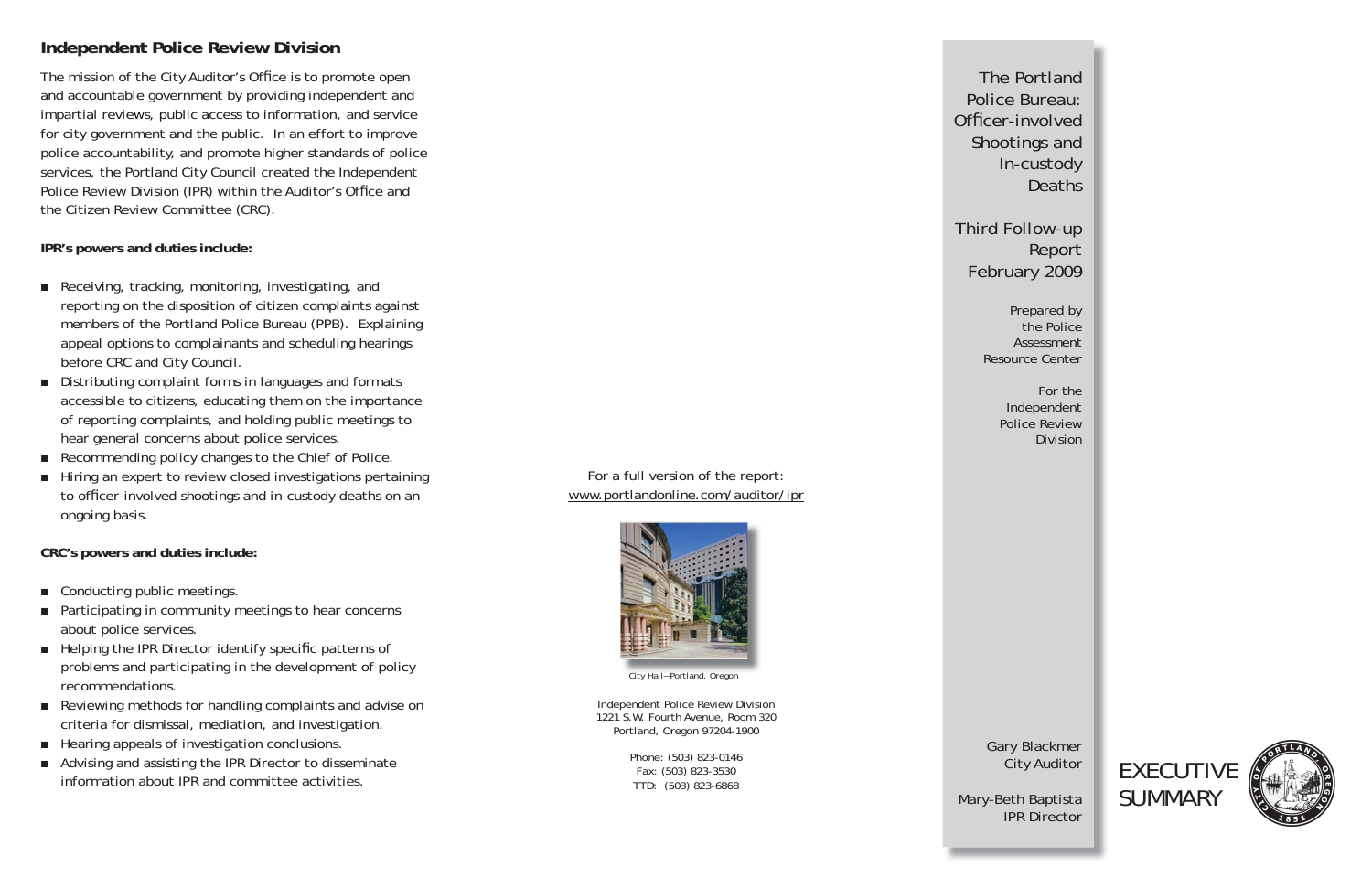## Independent Police Review Division

The mission of the City Auditor's Office is to promote open and accountable government by providing independent and impartial reviews, public access to information, and service for city government and the public. In an effort to improve police accountability, and promote higher standards of police services, the Portland City Council created the Independent Police Review Division (IPR) within the Auditor's Office and the Citizen Review Committee (CRC).

**IPR's powers and duties include:**

- Receiving, tracking, monitoring, investigating, and reporting on the disposition of citizen complaints against members of the Portland Police Bureau (PPB). Explaining appeal options to complainants and scheduling hearings before CRC and City Council.
- Distributing complaint forms in languages and formats accessible to citizens, educating them on the importance of reporting complaints, and holding public meetings to hear general concerns about police services.
- Recommending policy changes to the Chief of Police.
- Hiring an expert to review closed investigations pertaining to officer-involved shootings and in-custody deaths on an ongoing basis.

**CRC's powers and duties include:**

- Conducting public meetings.
- Participating in community meetings to hear concerns about police services.
- Helping the IPR Director identify specific patterns of problems and participating in the development of policy recommendations.
- Reviewing methods for handling complaints and advise on criteria for dismissal, mediation, and investigation.
- Hearing appeals of investigation conclusions.
- Advising and assisting the IPR Director to disseminate information about IPR and committee activities.

For a full version of the report:
www.portlandonline.com/auditor/ipr

City Hall—Portland, Oregon

Independent Police Review Division
1221 S.W. Fourth Avenue, Room 320
Portland, Oregon 97204-1900

Phone: (503) 823-0146
Fax: (503) 823-3530
TTD: (503) 823-6868

# The Portland Police Bureau: Officer-involved Shootings and In-custody Deaths

## Third Follow-up Report February 2009

Prepared by the Police Assessment Resource Center

For the Independent Police Review Division

Gary Blackmer
City Auditor

Mary-Beth Baptista
IPR Director

# EXECUTIVE SUMMARY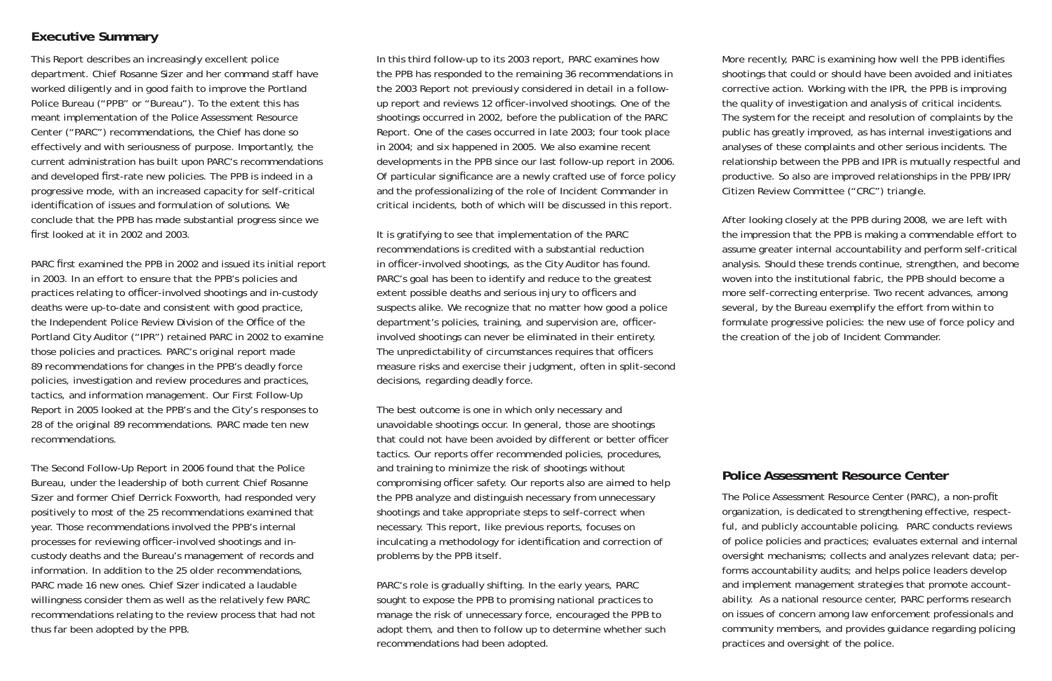## Executive Summary

This Report describes an increasingly excellent police department. Chief Rosanne Sizer and her command staff have worked diligently and in good faith to improve the Portland Police Bureau ("PPB" or "Bureau"). To the extent this has meant implementation of the Police Assessment Resource Center ("PARC") recommendations, the Chief has done so effectively and with seriousness of purpose. Importantly, the current administration has built upon PARC's recommendations and developed first-rate new policies. The PPB is indeed in a progressive mode, with an increased capacity for self-critical identification of issues and formulation of solutions. We conclude that the PPB has made substantial progress since we first looked at it in 2002 and 2003.

PARC first examined the PPB in 2002 and issued its initial report in 2003. In an effort to ensure that the PPB's policies and practices relating to officer-involved shootings and in-custody deaths were up-to-date and consistent with good practice, the Independent Police Review Division of the Office of the Portland City Auditor ("IPR") retained PARC in 2002 to examine those policies and practices. PARC's original report made 89 recommendations for changes in the PPB's deadly force policies, investigation and review procedures and practices, tactics, and information management. Our First Follow-Up Report in 2005 looked at the PPB's and the City's responses to 28 of the original 89 recommendations. PARC made ten new recommendations.

The Second Follow-Up Report in 2006 found that the Police Bureau, under the leadership of both current Chief Rosanne Sizer and former Chief Derrick Foxworth, had responded very positively to most of the 25 recommendations examined that year. Those recommendations involved the PPB's internal processes for reviewing officer-involved shootings and in-custody deaths and the Bureau's management of records and information. In addition to the 25 older recommendations, PARC made 16 new ones. Chief Sizer indicated a laudable willingness consider them as well as the relatively few PARC recommendations relating to the review process that had not thus far been adopted by the PPB.

In this third follow-up to its 2003 report, PARC examines how the PPB has responded to the remaining 36 recommendations in the 2003 Report not previously considered in detail in a follow-up report and reviews 12 officer-involved shootings. One of the shootings occurred in 2002, before the publication of the PARC Report. One of the cases occurred in late 2003; four took place in 2004; and six happened in 2005. We also examine recent developments in the PPB since our last follow-up report in 2006. Of particular significance are a newly crafted use of force policy and the professionalizing of the role of Incident Commander in critical incidents, both of which will be discussed in this report.

It is gratifying to see that implementation of the PARC recommendations is credited with a substantial reduction in officer-involved shootings, as the City Auditor has found. PARC's goal has been to identify and reduce to the greatest extent possible deaths and serious injury to officers and suspects alike. We recognize that no matter how good a police department's policies, training, and supervision are, officer-involved shootings can never be eliminated in their entirety. The unpredictability of circumstances requires that officers measure risks and exercise their judgment, often in split-second decisions, regarding deadly force.

The best outcome is one in which only necessary and unavoidable shootings occur. In general, those are shootings that could not have been avoided by different or better officer tactics. Our reports offer recommended policies, procedures, and training to minimize the risk of shootings without compromising officer safety. Our reports also are aimed to help the PPB analyze and distinguish necessary from unnecessary shootings and take appropriate steps to self-correct when necessary. This report, like previous reports, focuses on inculcating a methodology for identification and correction of problems by the PPB itself.

PARC's role is gradually shifting. In the early years, PARC sought to expose the PPB to promising national practices to manage the risk of unnecessary force, encouraged the PPB to adopt them, and then to follow up to determine whether such recommendations had been adopted.

More recently, PARC is examining how well the PPB identifies shootings that could or should have been avoided and initiates corrective action. Working with the IPR, the PPB is improving the quality of investigation and analysis of critical incidents. The system for the receipt and resolution of complaints by the public has greatly improved, as has internal investigations and analyses of these complaints and other serious incidents. The relationship between the PPB and IPR is mutually respectful and productive. So also are improved relationships in the PPB/IPR/Citizen Review Committee ("CRC") triangle.

After looking closely at the PPB during 2008, we are left with the impression that the PPB is making a commendable effort to assume greater internal accountability and perform self-critical analysis. Should these trends continue, strengthen, and become woven into the institutional fabric, the PPB should become a more self-correcting enterprise. Two recent advances, among several, by the Bureau exemplify the effort from within to formulate progressive policies: the new use of force policy and the creation of the job of Incident Commander.

## Police Assessment Resource Center

The Police Assessment Resource Center (PARC), a non-profit organization, is dedicated to strengthening effective, respectful, and publicly accountable policing. PARC conducts reviews of police policies and practices; evaluates external and internal oversight mechanisms; collects and analyzes relevant data; performs accountability audits; and helps police leaders develop and implement management strategies that promote accountability. As a national resource center, PARC performs research on issues of concern among law enforcement professionals and community members, and provides guidance regarding policing practices and oversight of the police.